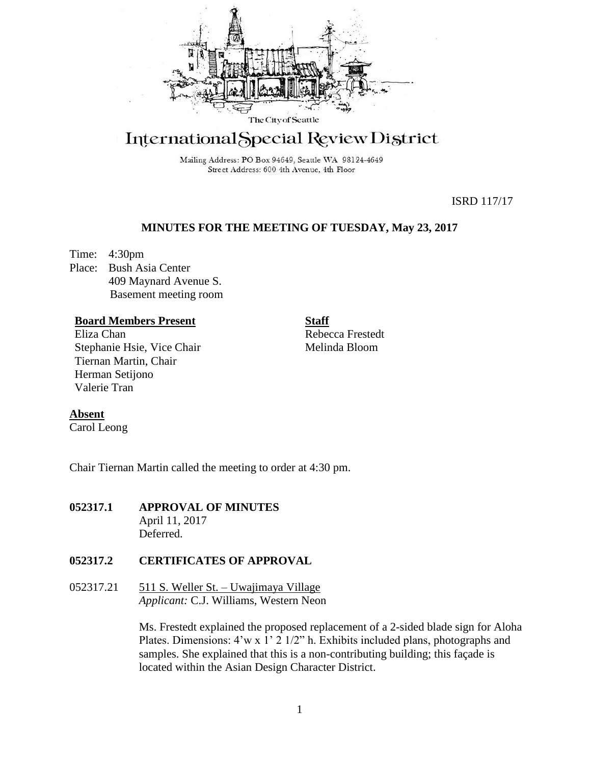The City of Seattle

# International Special Review District

Mailing Address: PO Box 94649, Seattle WA 98124-4649
Street Address: 600 4th Avenue, 4th Floor

ISRD 117/17

## MINUTES FOR THE MEETING OF TUESDAY, May 23, 2017

Time: 4:30pm
Place: Bush Asia Center
409 Maynard Avenue S.
Basement meeting room

**Board Members Present**
Eliza Chan
Stephanie Hsie, Vice Chair
Tiernan Martin, Chair
Herman Setijono
Valerie Tran

**Staff**
Rebecca Frestedt
Melinda Bloom

**Absent**
Carol Leong

Chair Tiernan Martin called the meeting to order at 4:30 pm.

**052317.1 APPROVAL OF MINUTES**
April 11, 2017
Deferred.

**052317.2 CERTIFICATES OF APPROVAL**

052317.21 511 S. Weller St. – Uwajimaya Village
*Applicant:* C.J. Williams, Western Neon

Ms. Frestedt explained the proposed replacement of a 2-sided blade sign for Aloha Plates. Dimensions: 4'w x 1' 2 1/2" h. Exhibits included plans, photographs and samples. She explained that this is a non-contributing building; this façade is located within the Asian Design Character District.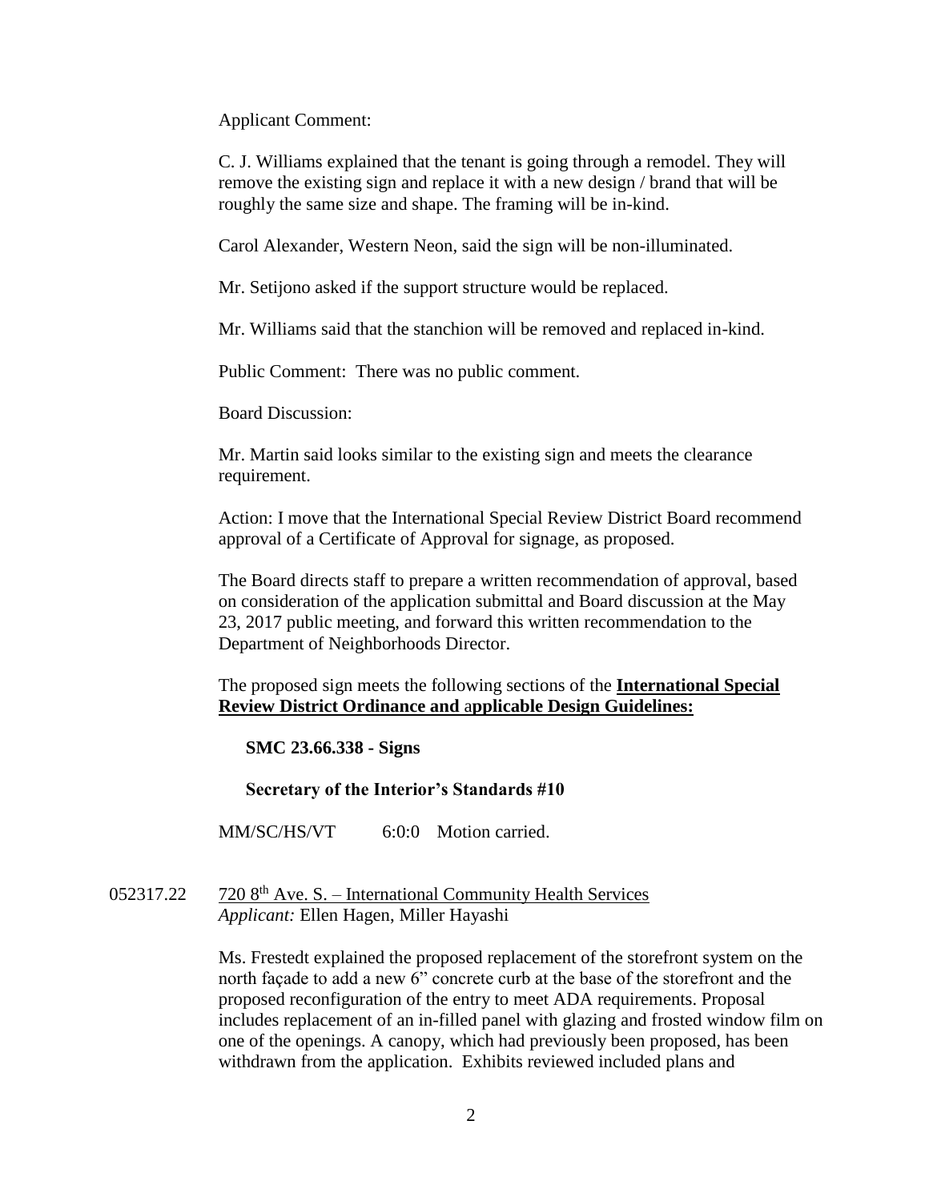Applicant Comment:

C. J. Williams explained that the tenant is going through a remodel. They will remove the existing sign and replace it with a new design / brand that will be roughly the same size and shape. The framing will be in-kind.

Carol Alexander, Western Neon, said the sign will be non-illuminated.

Mr. Setijono asked if the support structure would be replaced.

Mr. Williams said that the stanchion will be removed and replaced in-kind.

Public Comment: There was no public comment.

Board Discussion:

Mr. Martin said looks similar to the existing sign and meets the clearance requirement.

Action: I move that the International Special Review District Board recommend approval of a Certificate of Approval for signage, as proposed.

The Board directs staff to prepare a written recommendation of approval, based on consideration of the application submittal and Board discussion at the May 23, 2017 public meeting, and forward this written recommendation to the Department of Neighborhoods Director.

The proposed sign meets the following sections of the **International Special Review District Ordinance and applicable Design Guidelines:**

**SMC 23.66.338 - Signs**

**Secretary of the Interior's Standards #10**

MM/SC/HS/VT 6:0:0 Motion carried.

052317.22 720 8th Ave. S. – International Community Health Services
*Applicant:* Ellen Hagen, Miller Hayashi

Ms. Frestedt explained the proposed replacement of the storefront system on the north façade to add a new 6" concrete curb at the base of the storefront and the proposed reconfiguration of the entry to meet ADA requirements. Proposal includes replacement of an in-filled panel with glazing and frosted window film on one of the openings. A canopy, which had previously been proposed, has been withdrawn from the application. Exhibits reviewed included plans and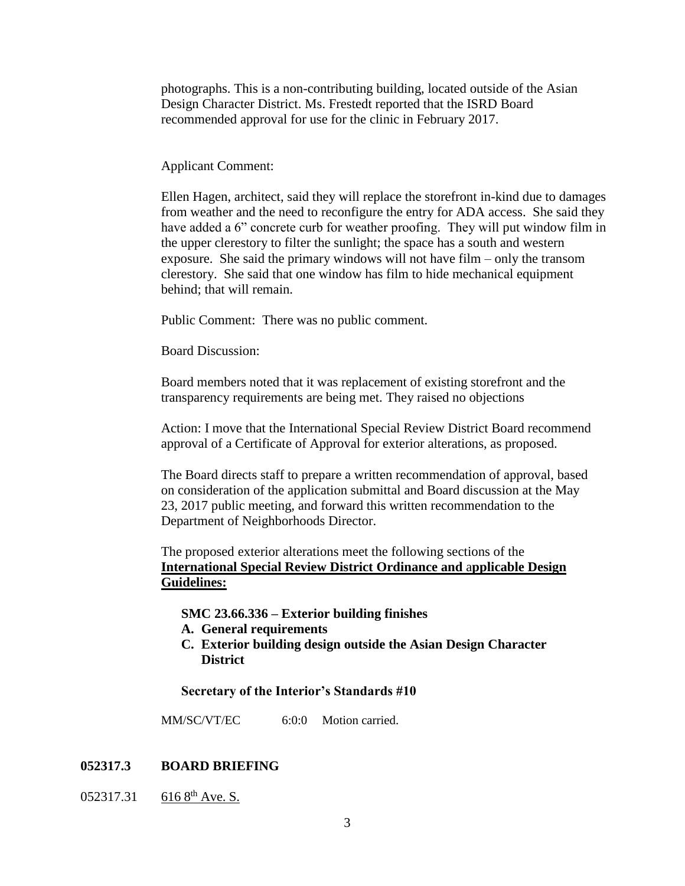photographs. This is a non-contributing building, located outside of the Asian Design Character District. Ms. Frestedt reported that the ISRD Board recommended approval for use for the clinic in February 2017.

Applicant Comment:

Ellen Hagen, architect, said they will replace the storefront in-kind due to damages from weather and the need to reconfigure the entry for ADA access. She said they have added a 6" concrete curb for weather proofing. They will put window film in the upper clerestory to filter the sunlight; the space has a south and western exposure. She said the primary windows will not have film – only the transom clerestory. She said that one window has film to hide mechanical equipment behind; that will remain.

Public Comment: There was no public comment.

Board Discussion:

Board members noted that it was replacement of existing storefront and the transparency requirements are being met. They raised no objections

Action: I move that the International Special Review District Board recommend approval of a Certificate of Approval for exterior alterations, as proposed.

The Board directs staff to prepare a written recommendation of approval, based on consideration of the application submittal and Board discussion at the May 23, 2017 public meeting, and forward this written recommendation to the Department of Neighborhoods Director.

The proposed exterior alterations meet the following sections of the **International Special Review District Ordinance and applicable Design Guidelines:**

**SMC 23.66.336 – Exterior building finishes**

**A. General requirements**

**C. Exterior building design outside the Asian Design Character District**

**Secretary of the Interior's Standards #10**

MM/SC/VT/EC 6:0:0 Motion carried.

## 052317.3 BOARD BRIEFING

052317.31 616 8th Ave. S.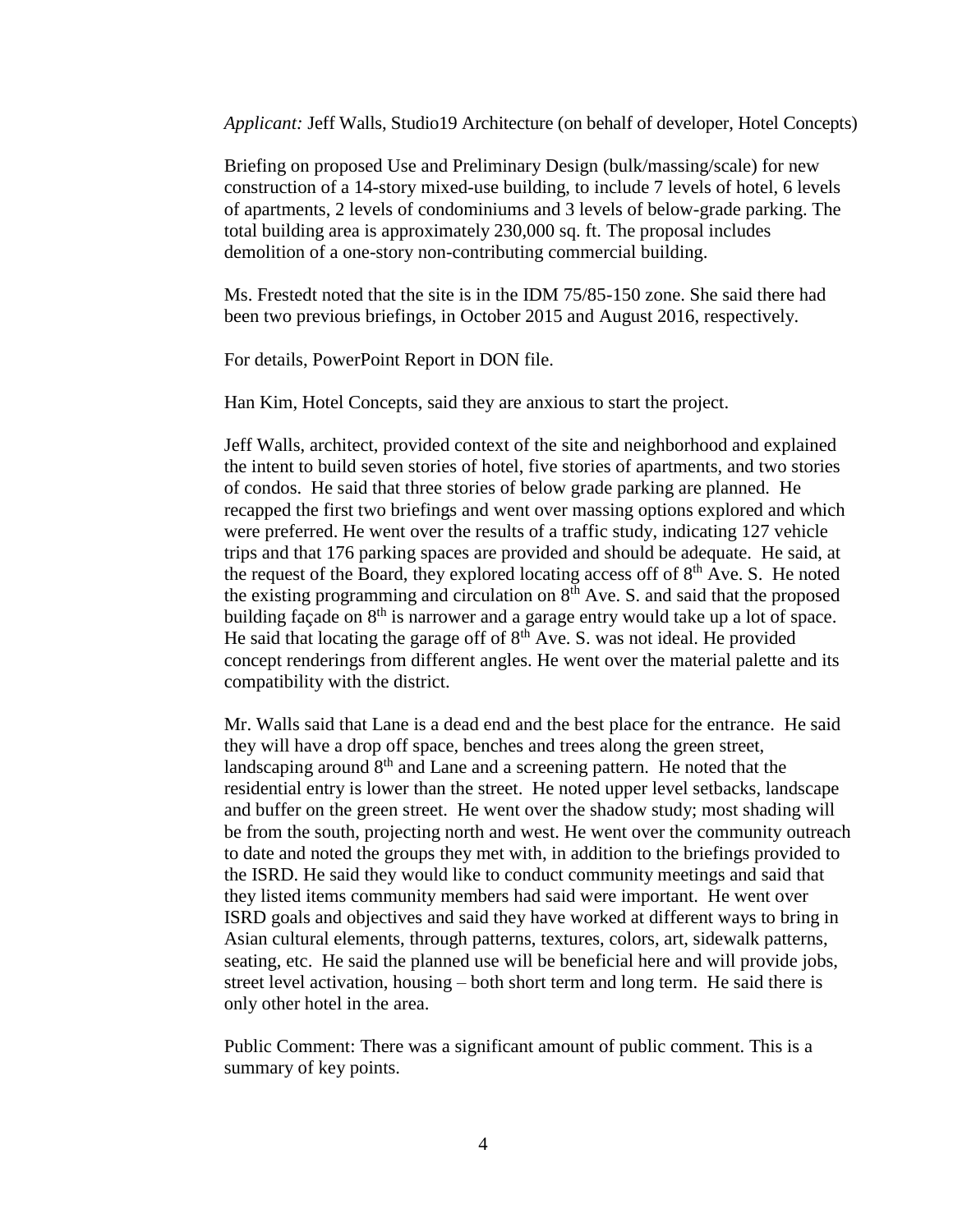*Applicant:* Jeff Walls, Studio19 Architecture (on behalf of developer, Hotel Concepts)

Briefing on proposed Use and Preliminary Design (bulk/massing/scale) for new construction of a 14-story mixed-use building, to include 7 levels of hotel, 6 levels of apartments, 2 levels of condominiums and 3 levels of below-grade parking. The total building area is approximately 230,000 sq. ft. The proposal includes demolition of a one-story non-contributing commercial building.

Ms. Frestedt noted that the site is in the IDM 75/85-150 zone. She said there had been two previous briefings, in October 2015 and August 2016, respectively.

For details, PowerPoint Report in DON file.

Han Kim, Hotel Concepts, said they are anxious to start the project.

Jeff Walls, architect, provided context of the site and neighborhood and explained the intent to build seven stories of hotel, five stories of apartments, and two stories of condos. He said that three stories of below grade parking are planned. He recapped the first two briefings and went over massing options explored and which were preferred. He went over the results of a traffic study, indicating 127 vehicle trips and that 176 parking spaces are provided and should be adequate. He said, at the request of the Board, they explored locating access off of 8th Ave. S. He noted the existing programming and circulation on 8th Ave. S. and said that the proposed building façade on 8th is narrower and a garage entry would take up a lot of space. He said that locating the garage off of 8th Ave. S. was not ideal. He provided concept renderings from different angles. He went over the material palette and its compatibility with the district.

Mr. Walls said that Lane is a dead end and the best place for the entrance. He said they will have a drop off space, benches and trees along the green street, landscaping around 8th and Lane and a screening pattern. He noted that the residential entry is lower than the street. He noted upper level setbacks, landscape and buffer on the green street. He went over the shadow study; most shading will be from the south, projecting north and west. He went over the community outreach to date and noted the groups they met with, in addition to the briefings provided to the ISRD. He said they would like to conduct community meetings and said that they listed items community members had said were important. He went over ISRD goals and objectives and said they have worked at different ways to bring in Asian cultural elements, through patterns, textures, colors, art, sidewalk patterns, seating, etc. He said the planned use will be beneficial here and will provide jobs, street level activation, housing – both short term and long term. He said there is only other hotel in the area.

Public Comment: There was a significant amount of public comment. This is a summary of key points.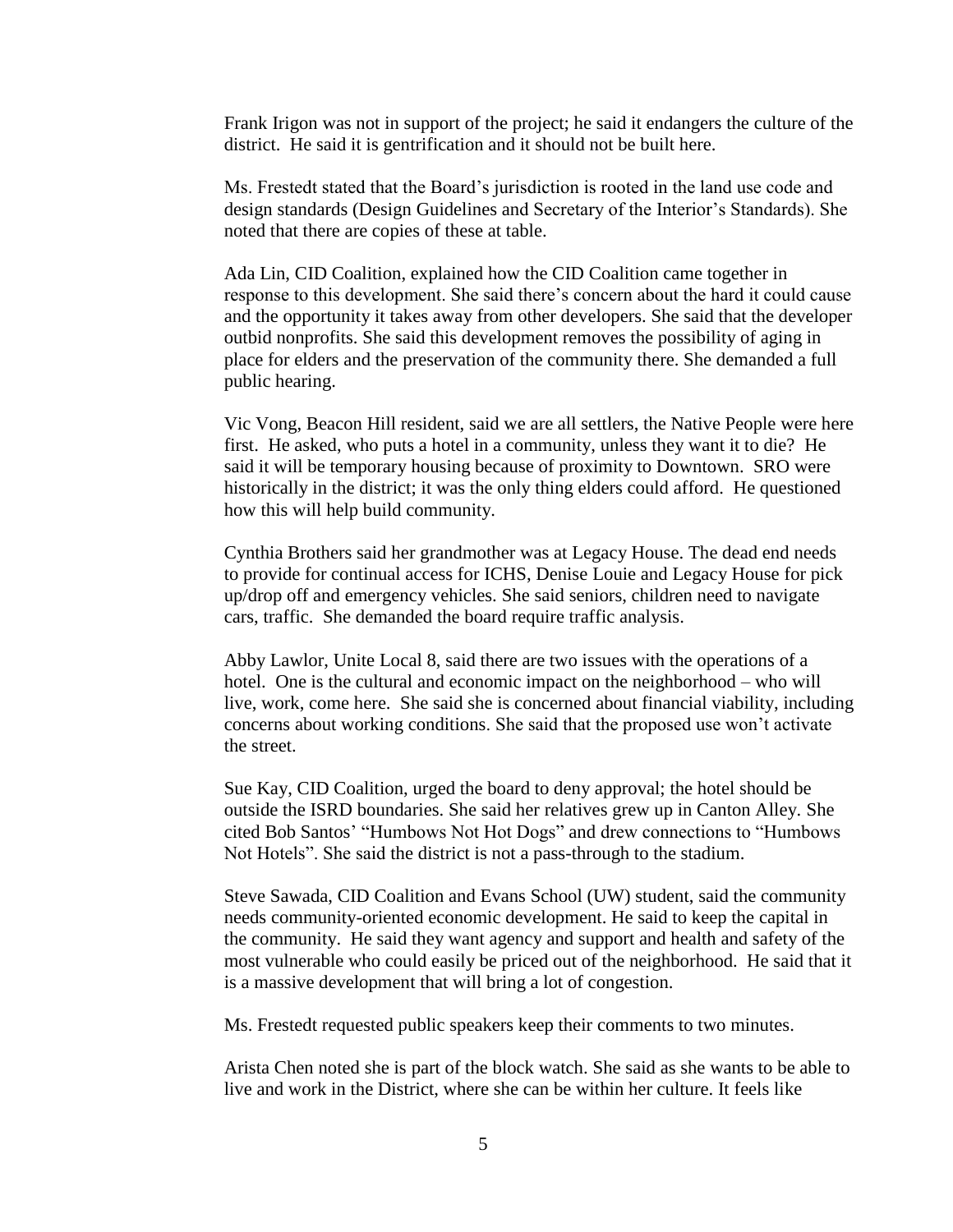Frank Irigon was not in support of the project; he said it endangers the culture of the district. He said it is gentrification and it should not be built here.

Ms. Frestedt stated that the Board's jurisdiction is rooted in the land use code and design standards (Design Guidelines and Secretary of the Interior's Standards). She noted that there are copies of these at table.

Ada Lin, CID Coalition, explained how the CID Coalition came together in response to this development. She said there's concern about the hard it could cause and the opportunity it takes away from other developers. She said that the developer outbid nonprofits. She said this development removes the possibility of aging in place for elders and the preservation of the community there. She demanded a full public hearing.

Vic Vong, Beacon Hill resident, said we are all settlers, the Native People were here first. He asked, who puts a hotel in a community, unless they want it to die? He said it will be temporary housing because of proximity to Downtown. SRO were historically in the district; it was the only thing elders could afford. He questioned how this will help build community.

Cynthia Brothers said her grandmother was at Legacy House. The dead end needs to provide for continual access for ICHS, Denise Louie and Legacy House for pick up/drop off and emergency vehicles. She said seniors, children need to navigate cars, traffic. She demanded the board require traffic analysis.

Abby Lawlor, Unite Local 8, said there are two issues with the operations of a hotel. One is the cultural and economic impact on the neighborhood – who will live, work, come here. She said she is concerned about financial viability, including concerns about working conditions. She said that the proposed use won't activate the street.

Sue Kay, CID Coalition, urged the board to deny approval; the hotel should be outside the ISRD boundaries. She said her relatives grew up in Canton Alley. She cited Bob Santos' "Humbows Not Hot Dogs" and drew connections to "Humbows Not Hotels". She said the district is not a pass-through to the stadium.

Steve Sawada, CID Coalition and Evans School (UW) student, said the community needs community-oriented economic development. He said to keep the capital in the community. He said they want agency and support and health and safety of the most vulnerable who could easily be priced out of the neighborhood. He said that it is a massive development that will bring a lot of congestion.

Ms. Frestedt requested public speakers keep their comments to two minutes.

Arista Chen noted she is part of the block watch. She said as she wants to be able to live and work in the District, where she can be within her culture. It feels like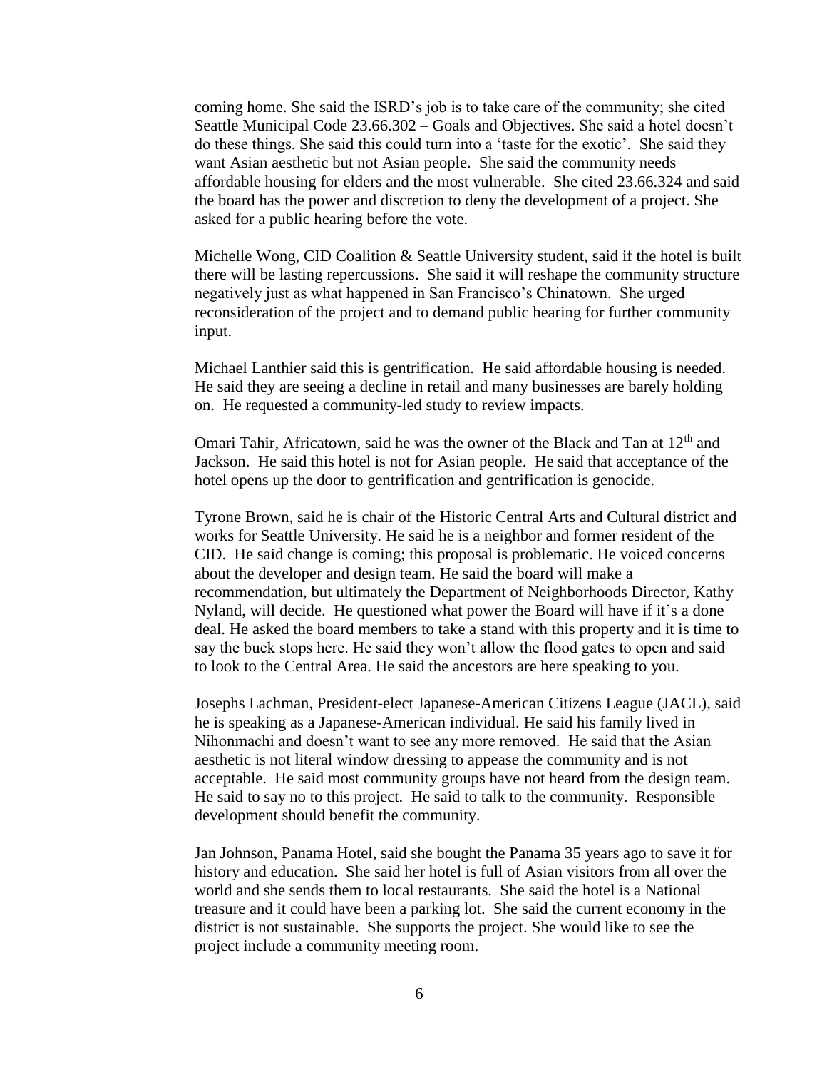coming home. She said the ISRD's job is to take care of the community; she cited Seattle Municipal Code 23.66.302 – Goals and Objectives. She said a hotel doesn't do these things. She said this could turn into a 'taste for the exotic'. She said they want Asian aesthetic but not Asian people. She said the community needs affordable housing for elders and the most vulnerable. She cited 23.66.324 and said the board has the power and discretion to deny the development of a project. She asked for a public hearing before the vote.

Michelle Wong, CID Coalition & Seattle University student, said if the hotel is built there will be lasting repercussions. She said it will reshape the community structure negatively just as what happened in San Francisco's Chinatown. She urged reconsideration of the project and to demand public hearing for further community input.

Michael Lanthier said this is gentrification. He said affordable housing is needed. He said they are seeing a decline in retail and many businesses are barely holding on. He requested a community-led study to review impacts.

Omari Tahir, Africatown, said he was the owner of the Black and Tan at 12th and Jackson. He said this hotel is not for Asian people. He said that acceptance of the hotel opens up the door to gentrification and gentrification is genocide.

Tyrone Brown, said he is chair of the Historic Central Arts and Cultural district and works for Seattle University. He said he is a neighbor and former resident of the CID. He said change is coming; this proposal is problematic. He voiced concerns about the developer and design team. He said the board will make a recommendation, but ultimately the Department of Neighborhoods Director, Kathy Nyland, will decide. He questioned what power the Board will have if it's a done deal. He asked the board members to take a stand with this property and it is time to say the buck stops here. He said they won't allow the flood gates to open and said to look to the Central Area. He said the ancestors are here speaking to you.

Josephs Lachman, President-elect Japanese-American Citizens League (JACL), said he is speaking as a Japanese-American individual. He said his family lived in Nihonmachi and doesn't want to see any more removed. He said that the Asian aesthetic is not literal window dressing to appease the community and is not acceptable. He said most community groups have not heard from the design team. He said to say no to this project. He said to talk to the community. Responsible development should benefit the community.

Jan Johnson, Panama Hotel, said she bought the Panama 35 years ago to save it for history and education. She said her hotel is full of Asian visitors from all over the world and she sends them to local restaurants. She said the hotel is a National treasure and it could have been a parking lot. She said the current economy in the district is not sustainable. She supports the project. She would like to see the project include a community meeting room.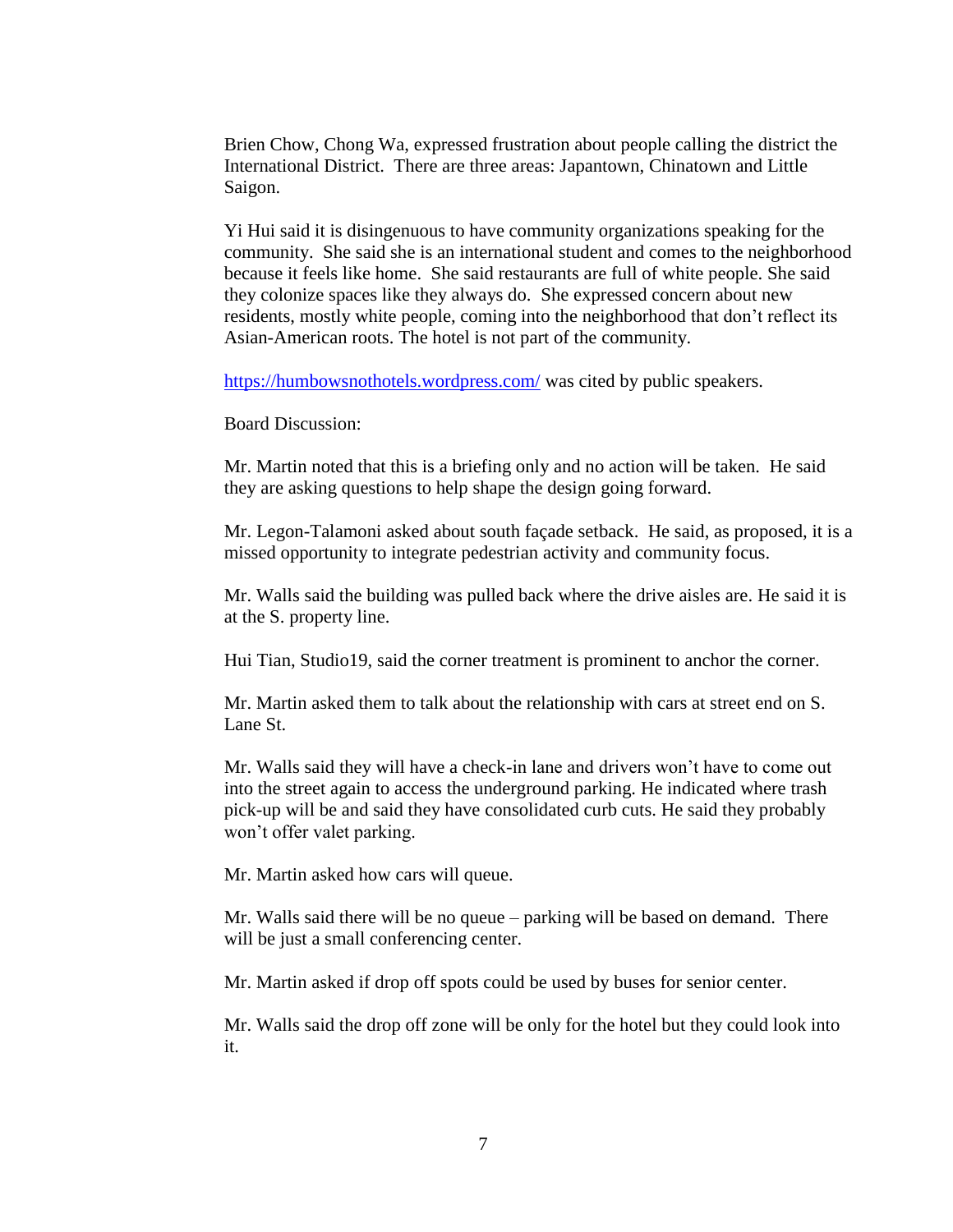Brien Chow, Chong Wa, expressed frustration about people calling the district the International District. There are three areas: Japantown, Chinatown and Little Saigon.

Yi Hui said it is disingenuous to have community organizations speaking for the community. She said she is an international student and comes to the neighborhood because it feels like home. She said restaurants are full of white people. She said they colonize spaces like they always do. She expressed concern about new residents, mostly white people, coming into the neighborhood that don't reflect its Asian-American roots. The hotel is not part of the community.

https://humbowsnothotels.wordpress.com/ was cited by public speakers.

Board Discussion:

Mr. Martin noted that this is a briefing only and no action will be taken. He said they are asking questions to help shape the design going forward.

Mr. Legon-Talamoni asked about south façade setback. He said, as proposed, it is a missed opportunity to integrate pedestrian activity and community focus.

Mr. Walls said the building was pulled back where the drive aisles are. He said it is at the S. property line.

Hui Tian, Studio19, said the corner treatment is prominent to anchor the corner.

Mr. Martin asked them to talk about the relationship with cars at street end on S. Lane St.

Mr. Walls said they will have a check-in lane and drivers won't have to come out into the street again to access the underground parking. He indicated where trash pick-up will be and said they have consolidated curb cuts. He said they probably won't offer valet parking.

Mr. Martin asked how cars will queue.

Mr. Walls said there will be no queue – parking will be based on demand. There will be just a small conferencing center.

Mr. Martin asked if drop off spots could be used by buses for senior center.

Mr. Walls said the drop off zone will be only for the hotel but they could look into it.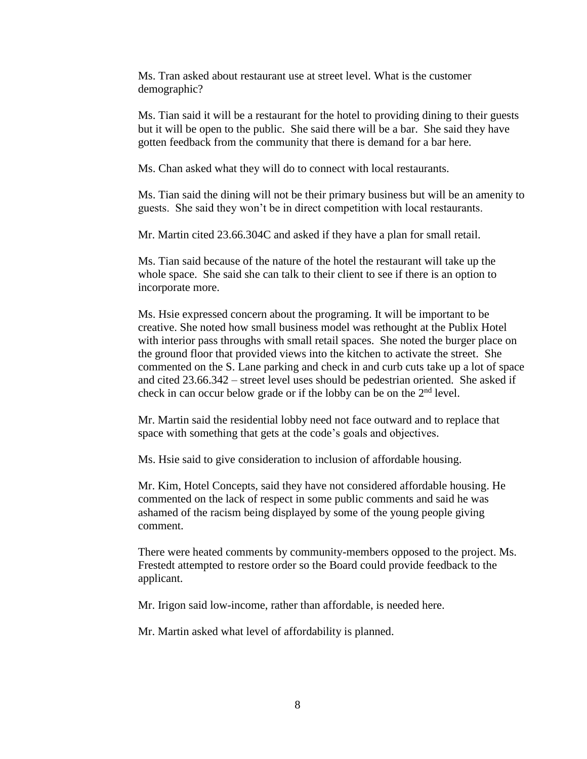Ms. Tran asked about restaurant use at street level. What is the customer demographic?

Ms. Tian said it will be a restaurant for the hotel to providing dining to their guests but it will be open to the public. She said there will be a bar. She said they have gotten feedback from the community that there is demand for a bar here.

Ms. Chan asked what they will do to connect with local restaurants.

Ms. Tian said the dining will not be their primary business but will be an amenity to guests. She said they won't be in direct competition with local restaurants.

Mr. Martin cited 23.66.304C and asked if they have a plan for small retail.

Ms. Tian said because of the nature of the hotel the restaurant will take up the whole space. She said she can talk to their client to see if there is an option to incorporate more.

Ms. Hsie expressed concern about the programing. It will be important to be creative. She noted how small business model was rethought at the Publix Hotel with interior pass throughs with small retail spaces. She noted the burger place on the ground floor that provided views into the kitchen to activate the street. She commented on the S. Lane parking and check in and curb cuts take up a lot of space and cited 23.66.342 – street level uses should be pedestrian oriented. She asked if check in can occur below grade or if the lobby can be on the 2nd level.

Mr. Martin said the residential lobby need not face outward and to replace that space with something that gets at the code's goals and objectives.

Ms. Hsie said to give consideration to inclusion of affordable housing.

Mr. Kim, Hotel Concepts, said they have not considered affordable housing. He commented on the lack of respect in some public comments and said he was ashamed of the racism being displayed by some of the young people giving comment.

There were heated comments by community-members opposed to the project. Ms. Frestedt attempted to restore order so the Board could provide feedback to the applicant.

Mr. Irigon said low-income, rather than affordable, is needed here.

Mr. Martin asked what level of affordability is planned.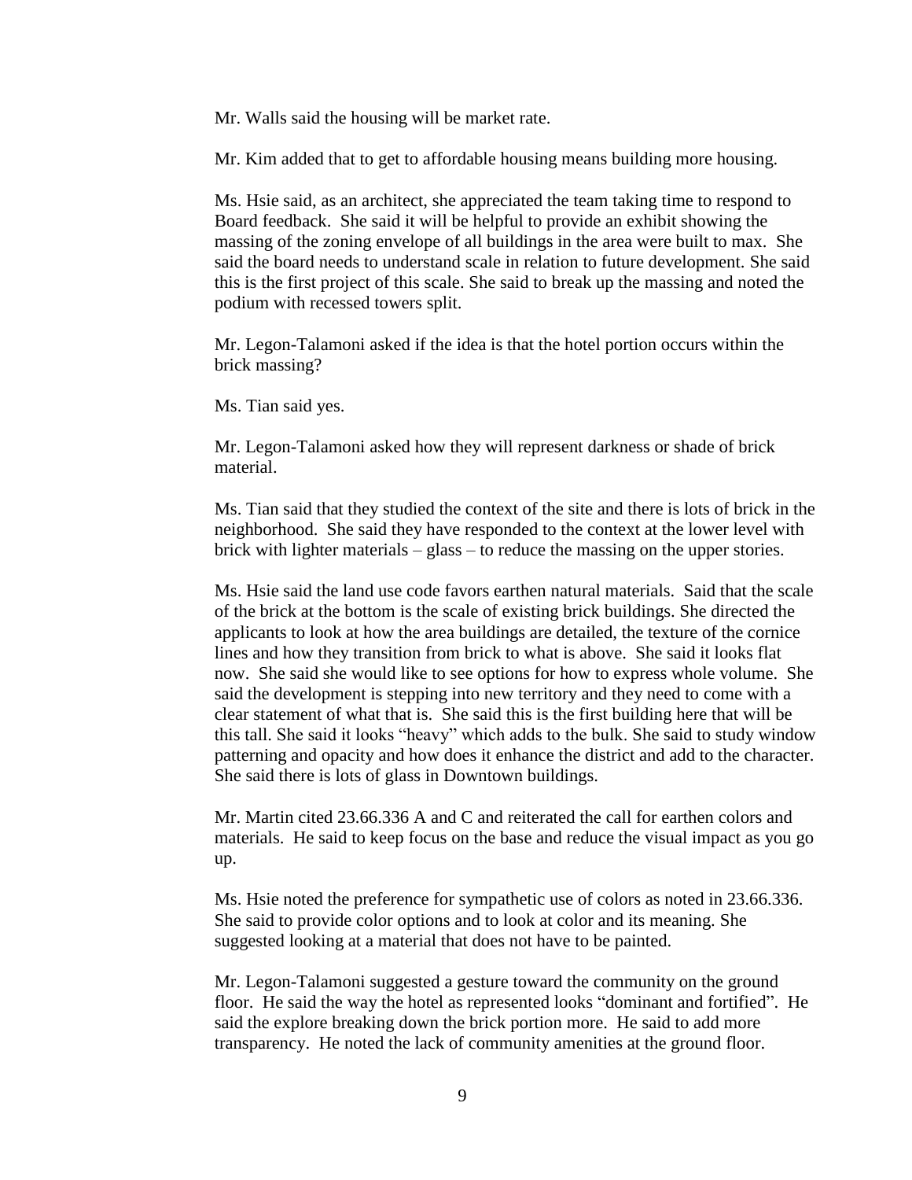Mr. Walls said the housing will be market rate.

Mr. Kim added that to get to affordable housing means building more housing.

Ms. Hsie said, as an architect, she appreciated the team taking time to respond to Board feedback. She said it will be helpful to provide an exhibit showing the massing of the zoning envelope of all buildings in the area were built to max. She said the board needs to understand scale in relation to future development. She said this is the first project of this scale. She said to break up the massing and noted the podium with recessed towers split.

Mr. Legon-Talamoni asked if the idea is that the hotel portion occurs within the brick massing?

Ms. Tian said yes.

Mr. Legon-Talamoni asked how they will represent darkness or shade of brick material.

Ms. Tian said that they studied the context of the site and there is lots of brick in the neighborhood. She said they have responded to the context at the lower level with brick with lighter materials – glass – to reduce the massing on the upper stories.

Ms. Hsie said the land use code favors earthen natural materials. Said that the scale of the brick at the bottom is the scale of existing brick buildings. She directed the applicants to look at how the area buildings are detailed, the texture of the cornice lines and how they transition from brick to what is above. She said it looks flat now. She said she would like to see options for how to express whole volume. She said the development is stepping into new territory and they need to come with a clear statement of what that is. She said this is the first building here that will be this tall. She said it looks "heavy" which adds to the bulk. She said to study window patterning and opacity and how does it enhance the district and add to the character. She said there is lots of glass in Downtown buildings.

Mr. Martin cited 23.66.336 A and C and reiterated the call for earthen colors and materials. He said to keep focus on the base and reduce the visual impact as you go up.

Ms. Hsie noted the preference for sympathetic use of colors as noted in 23.66.336. She said to provide color options and to look at color and its meaning. She suggested looking at a material that does not have to be painted.

Mr. Legon-Talamoni suggested a gesture toward the community on the ground floor. He said the way the hotel as represented looks "dominant and fortified". He said the explore breaking down the brick portion more. He said to add more transparency. He noted the lack of community amenities at the ground floor.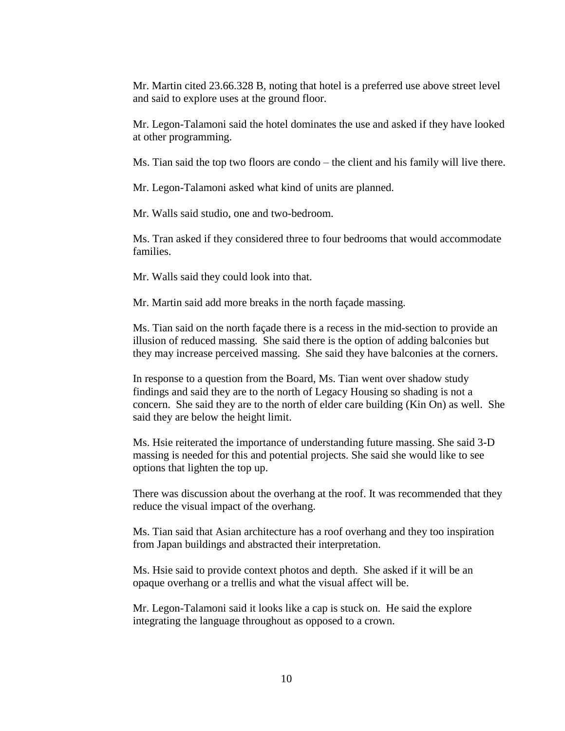Mr. Martin cited 23.66.328 B, noting that hotel is a preferred use above street level and said to explore uses at the ground floor.

Mr. Legon-Talamoni said the hotel dominates the use and asked if they have looked at other programming.

Ms. Tian said the top two floors are condo – the client and his family will live there.

Mr. Legon-Talamoni asked what kind of units are planned.

Mr. Walls said studio, one and two-bedroom.

Ms. Tran asked if they considered three to four bedrooms that would accommodate families.

Mr. Walls said they could look into that.

Mr. Martin said add more breaks in the north façade massing.

Ms. Tian said on the north façade there is a recess in the mid-section to provide an illusion of reduced massing. She said there is the option of adding balconies but they may increase perceived massing. She said they have balconies at the corners.

In response to a question from the Board, Ms. Tian went over shadow study findings and said they are to the north of Legacy Housing so shading is not a concern. She said they are to the north of elder care building (Kin On) as well. She said they are below the height limit.

Ms. Hsie reiterated the importance of understanding future massing. She said 3-D massing is needed for this and potential projects. She said she would like to see options that lighten the top up.

There was discussion about the overhang at the roof. It was recommended that they reduce the visual impact of the overhang.

Ms. Tian said that Asian architecture has a roof overhang and they too inspiration from Japan buildings and abstracted their interpretation.

Ms. Hsie said to provide context photos and depth. She asked if it will be an opaque overhang or a trellis and what the visual affect will be.

Mr. Legon-Talamoni said it looks like a cap is stuck on. He said the explore integrating the language throughout as opposed to a crown.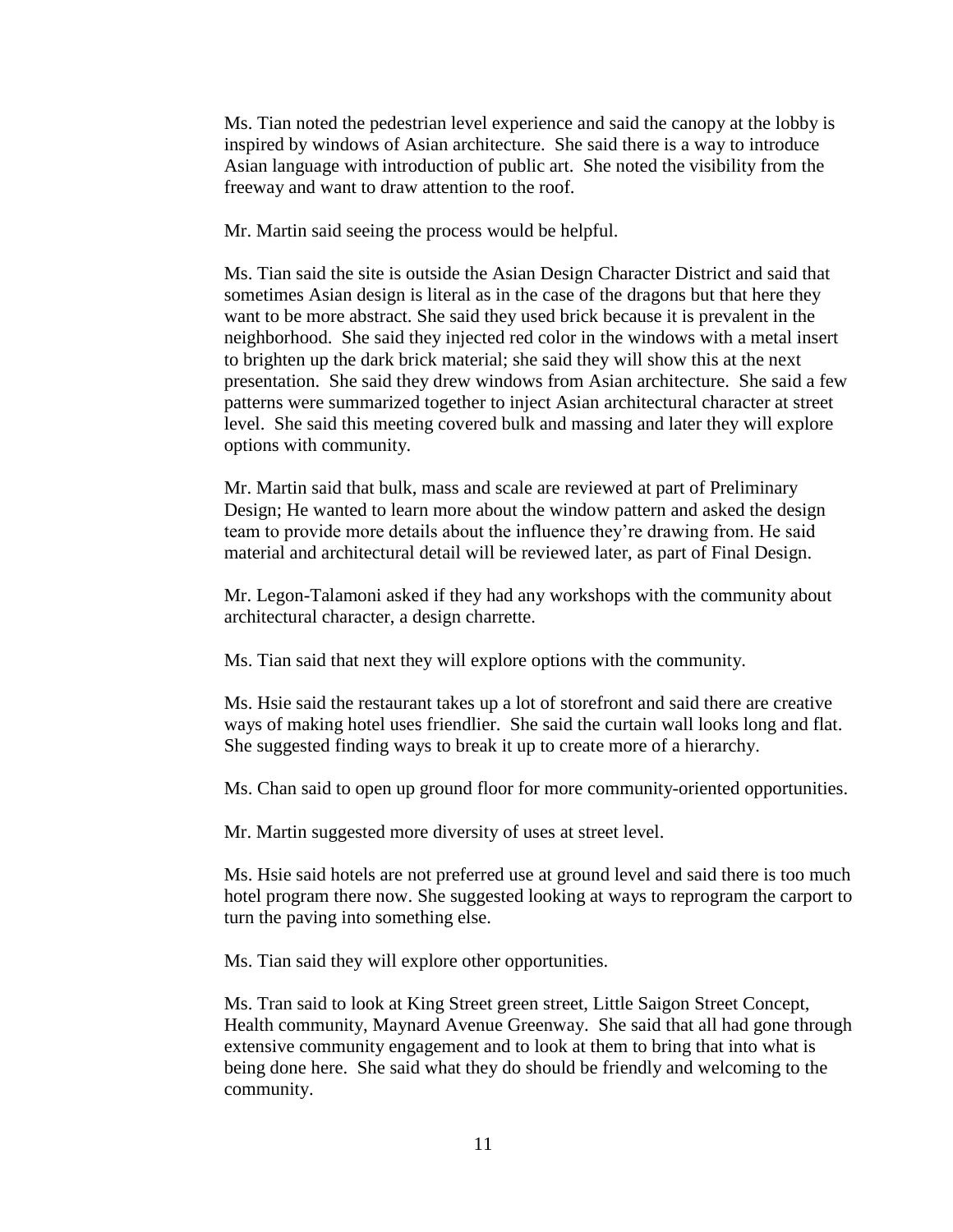Ms. Tian noted the pedestrian level experience and said the canopy at the lobby is inspired by windows of Asian architecture. She said there is a way to introduce Asian language with introduction of public art. She noted the visibility from the freeway and want to draw attention to the roof.

Mr. Martin said seeing the process would be helpful.

Ms. Tian said the site is outside the Asian Design Character District and said that sometimes Asian design is literal as in the case of the dragons but that here they want to be more abstract. She said they used brick because it is prevalent in the neighborhood. She said they injected red color in the windows with a metal insert to brighten up the dark brick material; she said they will show this at the next presentation. She said they drew windows from Asian architecture. She said a few patterns were summarized together to inject Asian architectural character at street level. She said this meeting covered bulk and massing and later they will explore options with community.

Mr. Martin said that bulk, mass and scale are reviewed at part of Preliminary Design; He wanted to learn more about the window pattern and asked the design team to provide more details about the influence they're drawing from. He said material and architectural detail will be reviewed later, as part of Final Design.

Mr. Legon-Talamoni asked if they had any workshops with the community about architectural character, a design charrette.

Ms. Tian said that next they will explore options with the community.

Ms. Hsie said the restaurant takes up a lot of storefront and said there are creative ways of making hotel uses friendlier. She said the curtain wall looks long and flat. She suggested finding ways to break it up to create more of a hierarchy.

Ms. Chan said to open up ground floor for more community-oriented opportunities.

Mr. Martin suggested more diversity of uses at street level.

Ms. Hsie said hotels are not preferred use at ground level and said there is too much hotel program there now. She suggested looking at ways to reprogram the carport to turn the paving into something else.

Ms. Tian said they will explore other opportunities.

Ms. Tran said to look at King Street green street, Little Saigon Street Concept, Health community, Maynard Avenue Greenway. She said that all had gone through extensive community engagement and to look at them to bring that into what is being done here. She said what they do should be friendly and welcoming to the community.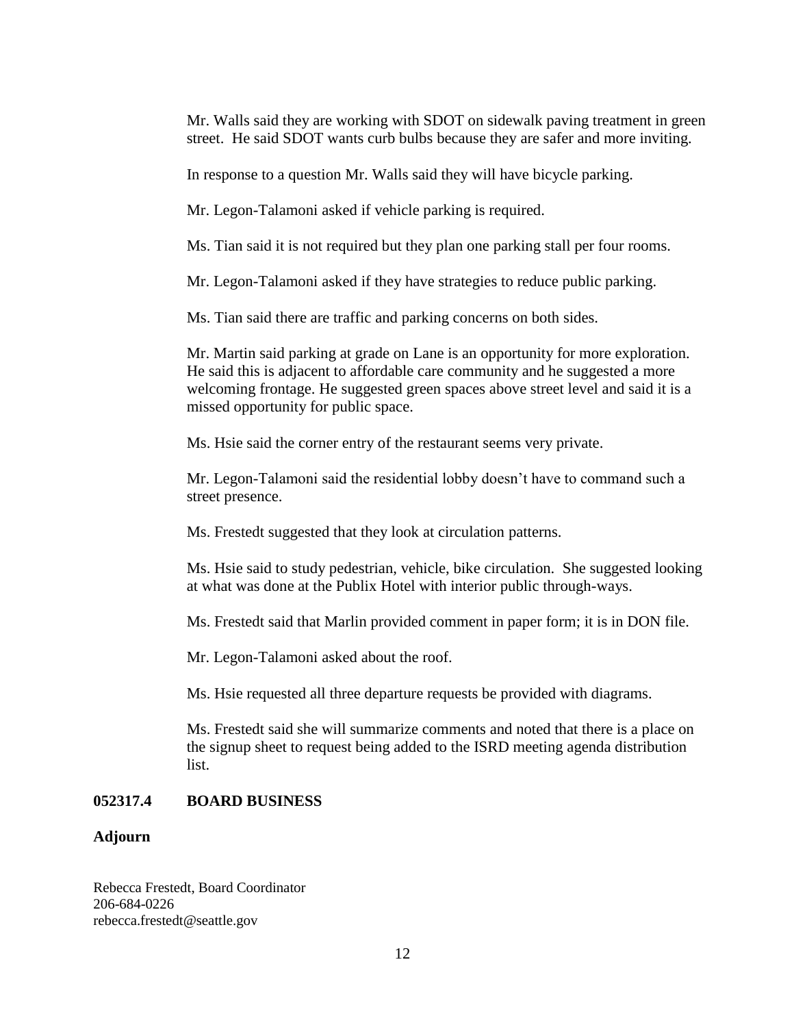Mr. Walls said they are working with SDOT on sidewalk paving treatment in green street. He said SDOT wants curb bulbs because they are safer and more inviting.

In response to a question Mr. Walls said they will have bicycle parking.

Mr. Legon-Talamoni asked if vehicle parking is required.

Ms. Tian said it is not required but they plan one parking stall per four rooms.

Mr. Legon-Talamoni asked if they have strategies to reduce public parking.

Ms. Tian said there are traffic and parking concerns on both sides.

Mr. Martin said parking at grade on Lane is an opportunity for more exploration. He said this is adjacent to affordable care community and he suggested a more welcoming frontage. He suggested green spaces above street level and said it is a missed opportunity for public space.

Ms. Hsie said the corner entry of the restaurant seems very private.

Mr. Legon-Talamoni said the residential lobby doesn't have to command such a street presence.

Ms. Frestedt suggested that they look at circulation patterns.

Ms. Hsie said to study pedestrian, vehicle, bike circulation. She suggested looking at what was done at the Publix Hotel with interior public through-ways.

Ms. Frestedt said that Marlin provided comment in paper form; it is in DON file.

Mr. Legon-Talamoni asked about the roof.

Ms. Hsie requested all three departure requests be provided with diagrams.

Ms. Frestedt said she will summarize comments and noted that there is a place on the signup sheet to request being added to the ISRD meeting agenda distribution list.

**052317.4 BOARD BUSINESS**

**Adjourn**

Rebecca Frestedt, Board Coordinator
206-684-0226
rebecca.frestedt@seattle.gov